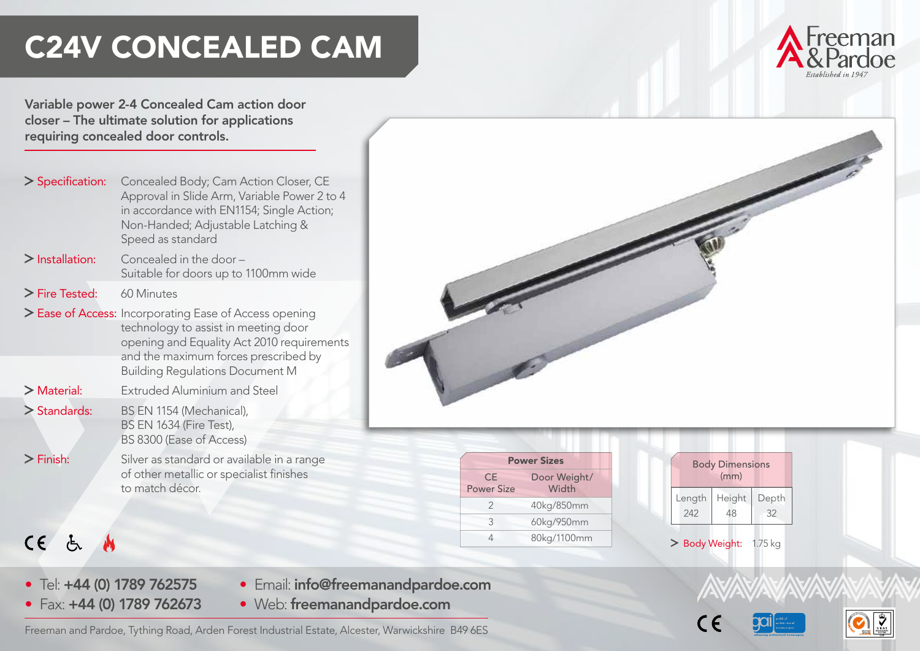# C24V CONCEALED CAM

Freeman & Pardoe
*Established in 1947*

**Variable power 2-4 Concealed Cam action door closer – The ultimate solution for applications requiring concealed door controls.**

- **Specification:** Concealed Body; Cam Action Closer, CE Approval in Slide Arm, Variable Power 2 to 4 in accordance with EN1154; Single Action; Non-Handed; Adjustable Latching & Speed as standard
- **Installation:** Concealed in the door – Suitable for doors up to 1100mm wide
- **Fire Tested:** 60 Minutes
- **Ease of Access:** Incorporating Ease of Access opening technology to assist in meeting door opening and Equality Act 2010 requirements and the maximum forces prescribed by Building Regulations Document M
- **Material:** Extruded Aluminium and Steel
- **Standards:** BS EN 1154 (Mechanical), BS EN 1634 (Fire Test), BS 8300 (Ease of Access)
- **Finish:** Silver as standard or available in a range of other metallic or specialist finishes to match décor.

**Power Sizes**

| CE Power Size | Door Weight/ Width |
|---|---|
| 2 | 40kg/850mm |
| 3 | 60kg/950mm |
| 4 | 80kg/1100mm |

**Body Dimensions (mm)**

| Length | Height | Depth |
|---|---|---|
| 242 | 48 | 32 |

- **Body Weight:** 1.75 kg

- Tel: **+44 (0) 1789 762575**
- Fax: **+44 (0) 1789 762673**
- Email: **info@freemanandpardoe.com**
- Web: **freemanandpardoe.com**

Freeman and Pardoe, Tything Road, Arden Forest Industrial Estate, Alcester, Warwickshire B49 6ES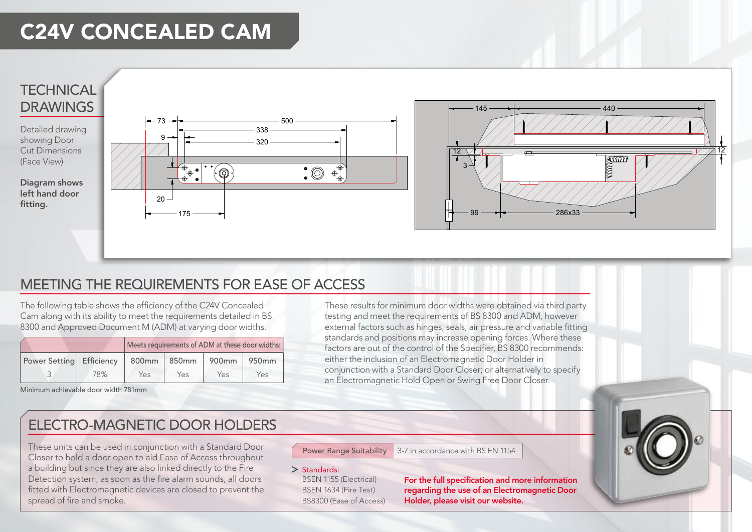# C24V CONCEALED CAM

## TECHNICAL DRAWINGS

Detailed drawing showing Door Cut Dimensions (Face View)

**Diagram shows left hand door fitting.**

73
500
338
9
320
20
175

145
440
12
12
3
99
286x33

## MEETING THE REQUIREMENTS FOR EASE OF ACCESS

The following table shows the efficiency of the C24V Concealed Cam along with its ability to meet the requirements detailed in BS 8300 and Approved Document M (ADM) at varying door widths.

| | | Meets requirements of ADM at these door widths: | | | |
|---|---|---|---|---|---|
| Power Setting | Efficiency | 800mm | 850mm | 900mm | 950mm |
| 3 | 78% | Yes | Yes | Yes | Yes |

Minimum achievable door width 781mm

These results for minimum door widths were obtained via third party testing and meet the requirements of BS 8300 and ADM, however external factors such as hinges, seals, air pressure and variable fitting standards and positions may increase opening forces. Where these factors are out of the control of the Specifier, BS 8300 recommends: either the inclusion of an Electromagnetic Door Holder in conjunction with a Standard Door Closer; or alternatively to specify an Electromagnetic Hold Open or Swing Free Door Closer.

## ELECTRO-MAGNETIC DOOR HOLDERS

These units can be used in conjunction with a Standard Door Closer to hold a door open to aid Ease of Access throughout a building but since they are also linked directly to the Fire Detection system, as soon as the fire alarm sounds, all doors fitted with Electromagnetic devices are closed to prevent the spread of fire and smoke.

| | |
|---|---|
| Power Range Suitability | 3-7 in accordance with BS EN 1154 |

> Standards:
BSEN 1155 (Electrical)
BSEN 1634 (Fire Test)
BS8300 (Ease of Access)

**For the full specification and more information regarding the use of an Electromagnetic Door Holder, please visit our website.**